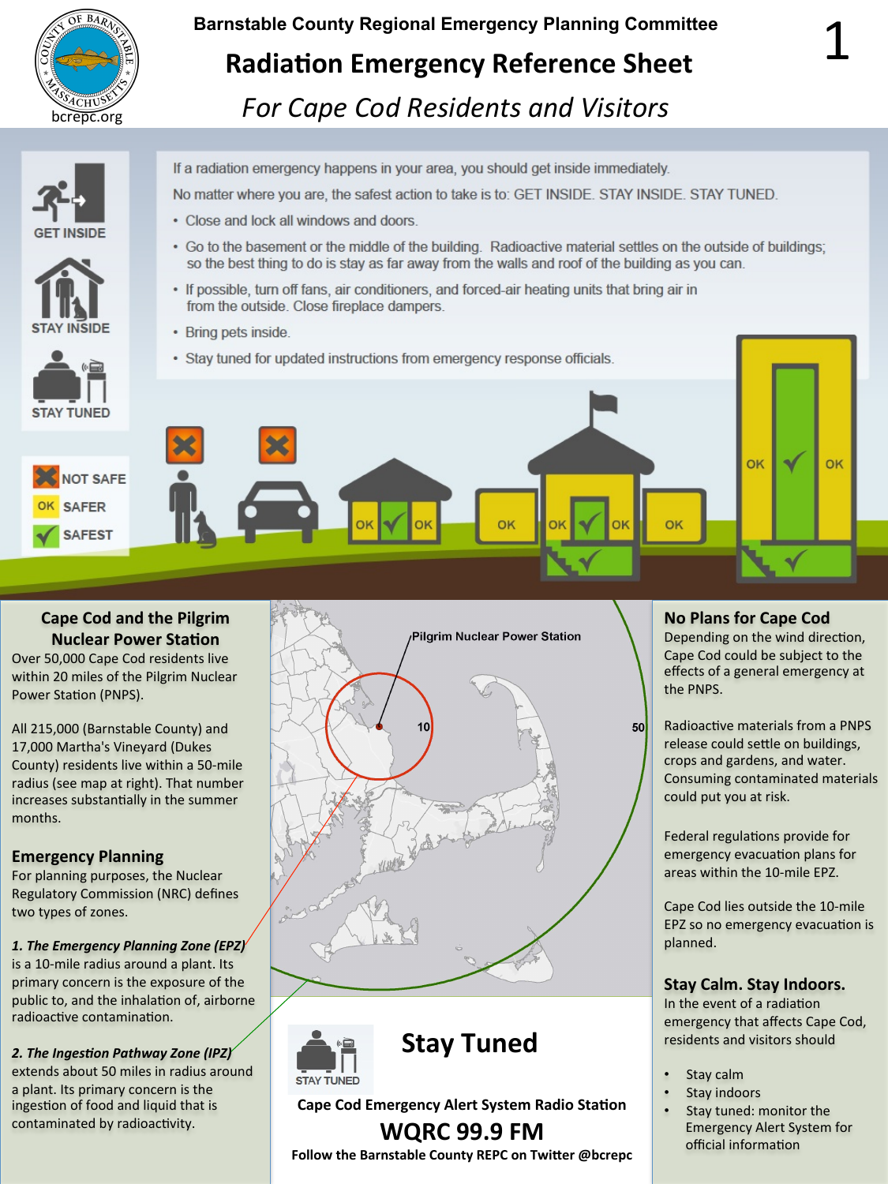# Barnstable County Regional Emergency Planning Committee

## Radiation Emergency Reference Sheet

*For Cape Cod Residents and Visitors*

bcrepc.org

GET INSIDE

STAY INSIDE

STAY TUNED

If a radiation emergency happens in your area, you should get inside immediately.

No matter where you are, the safest action to take is to: GET INSIDE. STAY INSIDE. STAY TUNED.

- Close and lock all windows and doors.
- Go to the basement or the middle of the building. Radioactive material settles on the outside of buildings; so the best thing to do is stay as far away from the walls and roof of the building as you can.
- If possible, turn off fans, air conditioners, and forced-air heating units that bring air in from the outside. Close fireplace dampers.
- Bring pets inside.
- Stay tuned for updated instructions from emergency response officials.

NOT SAFE

OK SAFER

SAFEST

### Cape Cod and the Pilgrim Nuclear Power Station

Over 50,000 Cape Cod residents live within 20 miles of the Pilgrim Nuclear Power Station (PNPS).

All 215,000 (Barnstable County) and 17,000 Martha's Vineyard (Dukes County) residents live within a 50-mile radius (see map at right). That number increases substantially in the summer months.

### Emergency Planning

For planning purposes, the Nuclear Regulatory Commission (NRC) defines two types of zones.

***1. The Emergency Planning Zone (EPZ)*** is a 10-mile radius around a plant. Its primary concern is the exposure of the public to, and the inhalation of, airborne radioactive contamination.

***2. The Ingestion Pathway Zone (IPZ)*** extends about 50 miles in radius around a plant. Its primary concern is the ingestion of food and liquid that is contaminated by radioactivity.

Pilgrim Nuclear Power Station

10

50

## Stay Tuned

STAY TUNED

**Cape Cod Emergency Alert System Radio Station**

**WQRC 99.9 FM**

**Follow the Barnstable County REPC on Twitter @bcrepc**

### No Plans for Cape Cod

Depending on the wind direction, Cape Cod could be subject to the effects of a general emergency at the PNPS.

Radioactive materials from a PNPS release could settle on buildings, crops and gardens, and water. Consuming contaminated materials could put you at risk.

Federal regulations provide for emergency evacuation plans for areas within the 10-mile EPZ.

Cape Cod lies outside the 10-mile EPZ so no emergency evacuation is planned.

### Stay Calm. Stay Indoors.

In the event of a radiation emergency that affects Cape Cod, residents and visitors should

- Stay calm
- Stay indoors
- Stay tuned: monitor the Emergency Alert System for official information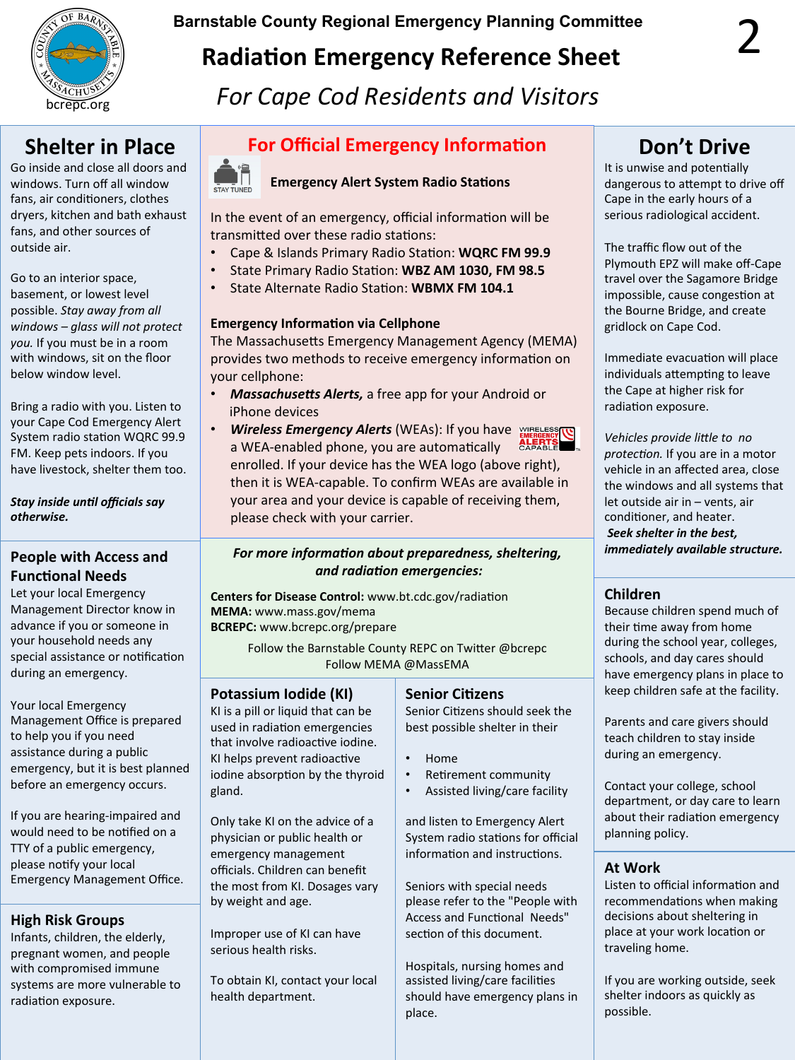bcrepc.org

# Barnstable County Regional Emergency Planning Committee

# Radiation Emergency Reference Sheet

*For Cape Cod Residents and Visitors*

## Shelter in Place

Go inside and close all doors and windows. Turn off all window fans, air conditioners, clothes dryers, kitchen and bath exhaust fans, and other sources of outside air.

Go to an interior space, basement, or lowest level possible. *Stay away from all windows – glass will not protect you.* If you must be in a room with windows, sit on the floor below window level.

Bring a radio with you. Listen to your Cape Cod Emergency Alert System radio station WQRC 99.9 FM. Keep pets indoors. If you have livestock, shelter them too.

***Stay inside until officials say otherwise.***

## People with Access and Functional Needs

Let your local Emergency Management Director know in advance if you or someone in your household needs any special assistance or notification during an emergency.

Your local Emergency Management Office is prepared to help you if you need assistance during a public emergency, but it is best planned before an emergency occurs.

If you are hearing-impaired and would need to be notified on a TTY of a public emergency, please notify your local Emergency Management Office.

## High Risk Groups

Infants, children, the elderly, pregnant women, and people with compromised immune systems are more vulnerable to radiation exposure.

## For Official Emergency Information

STAY TUNED

**Emergency Alert System Radio Stations**

In the event of an emergency, official information will be transmitted over these radio stations:

- Cape & Islands Primary Radio Station: **WQRC FM 99.9**
- State Primary Radio Station: **WBZ AM 1030, FM 98.5**
- State Alternate Radio Station: **WBMX FM 104.1**

**Emergency Information via Cellphone**

The Massachusetts Emergency Management Agency (MEMA) provides two methods to receive emergency information on your cellphone:

- ***Massachusetts Alerts,*** a free app for your Android or iPhone devices
- ***Wireless Emergency Alerts*** (WEAs): If you have a WEA-enabled phone, you are automatically enrolled. If your device has the WEA logo (above right), then it is WEA-capable. To confirm WEAs are available in your area and your device is capable of receiving them, please check with your carrier.

WIRELESS EMERGENCY ALERTS CAPABLE

***For more information about preparedness, sheltering, and radiation emergencies:***

**Centers for Disease Control:** www.bt.cdc.gov/radiation
**MEMA:** www.mass.gov/mema
**BCREPC:** www.bcrepc.org/prepare

Follow the Barnstable County REPC on Twitter @bcrepc
Follow MEMA @MassEMA

## Potassium Iodide (KI)

KI is a pill or liquid that can be used in radiation emergencies that involve radioactive iodine. KI helps prevent radioactive iodine absorption by the thyroid gland.

Only take KI on the advice of a physician or public health or emergency management officials. Children can benefit the most from KI. Dosages vary by weight and age.

Improper use of KI can have serious health risks.

To obtain KI, contact your local health department.

## Senior Citizens

Senior Citizens should seek the best possible shelter in their

- Home
- Retirement community
- Assisted living/care facility

and listen to Emergency Alert System radio stations for official information and instructions.

Seniors with special needs please refer to the "People with Access and Functional Needs" section of this document.

Hospitals, nursing homes and assisted living/care facilities should have emergency plans in place.

## Don't Drive

It is unwise and potentially dangerous to attempt to drive off Cape in the early hours of a serious radiological accident.

The traffic flow out of the Plymouth EPZ will make off-Cape travel over the Sagamore Bridge impossible, cause congestion at the Bourne Bridge, and create gridlock on Cape Cod.

Immediate evacuation will place individuals attempting to leave the Cape at higher risk for radiation exposure.

*Vehicles provide little to no protection.* If you are in a motor vehicle in an affected area, close the windows and all systems that let outside air in – vents, air conditioner, and heater.
***Seek shelter in the best, immediately available structure.***

## Children

Because children spend much of their time away from home during the school year, colleges, schools, and day cares should have emergency plans in place to keep children safe at the facility.

Parents and care givers should teach children to stay inside during an emergency.

Contact your college, school department, or day care to learn about their radiation emergency planning policy.

## At Work

Listen to official information and recommendations when making decisions about sheltering in place at your work location or traveling home.

If you are working outside, seek shelter indoors as quickly as possible.